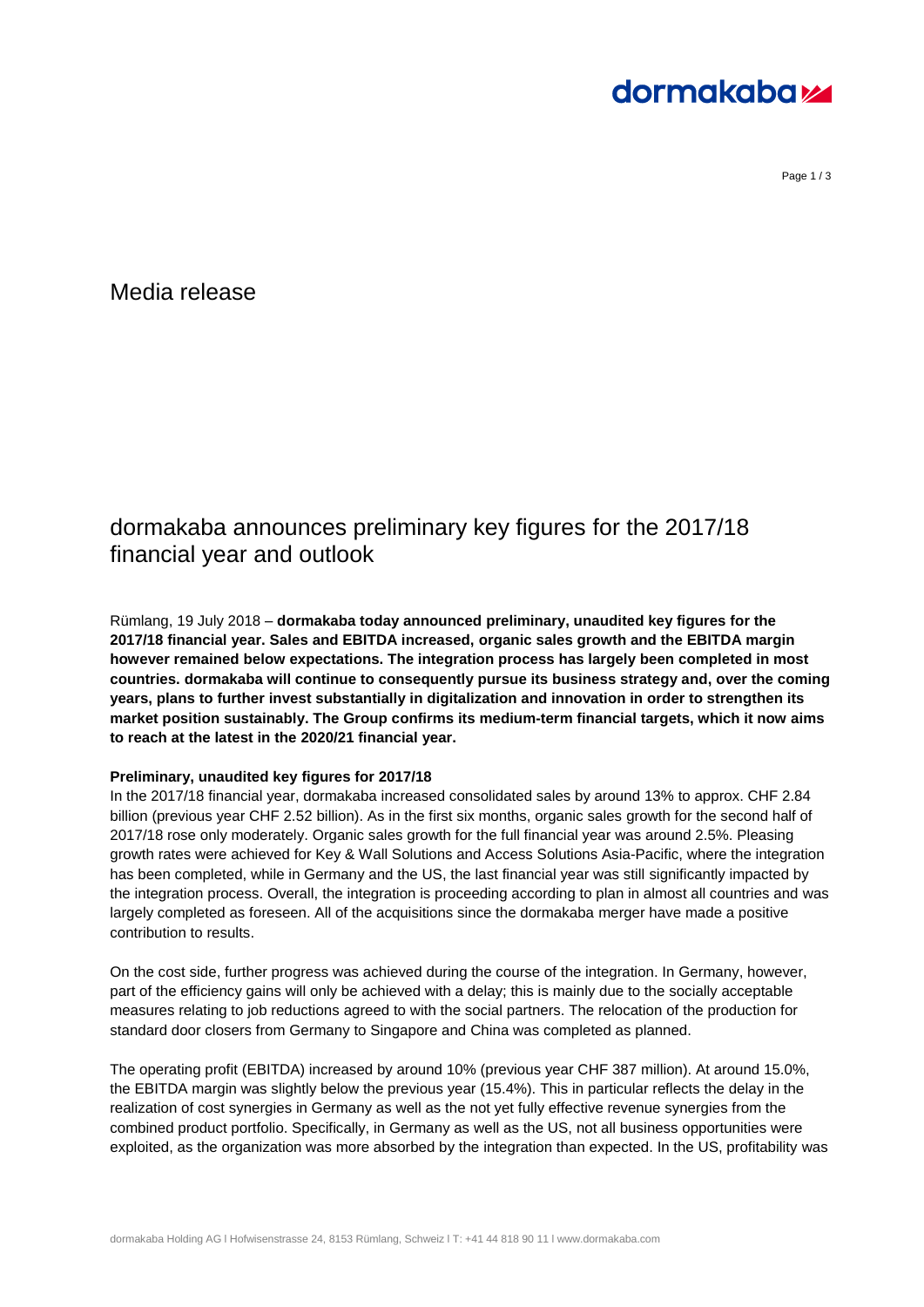Media release

# dormakaba announces preliminary key figures for the 2017/18 financial year and outlook

Rümlang, 19 July 2018 – **dormakaba today announced preliminary, unaudited key figures for the 2017/18 financial year. Sales and EBITDA increased, organic sales growth and the EBITDA margin however remained below expectations. The integration process has largely been completed in most countries. dormakaba will continue to consequently pursue its business strategy and, over the coming years, plans to further invest substantially in digitalization and innovation in order to strengthen its market position sustainably. The Group confirms its medium-term financial targets, which it now aims to reach at the latest in the 2020/21 financial year.**

**Preliminary, unaudited key figures for 2017/18**

In the 2017/18 financial year, dormakaba increased consolidated sales by around 13% to approx. CHF 2.84 billion (previous year CHF 2.52 billion). As in the first six months, organic sales growth for the second half of 2017/18 rose only moderately. Organic sales growth for the full financial year was around 2.5%. Pleasing growth rates were achieved for Key & Wall Solutions and Access Solutions Asia-Pacific, where the integration has been completed, while in Germany and the US, the last financial year was still significantly impacted by the integration process. Overall, the integration is proceeding according to plan in almost all countries and was largely completed as foreseen. All of the acquisitions since the dormakaba merger have made a positive contribution to results.

On the cost side, further progress was achieved during the course of the integration. In Germany, however, part of the efficiency gains will only be achieved with a delay; this is mainly due to the socially acceptable measures relating to job reductions agreed to with the social partners. The relocation of the production for standard door closers from Germany to Singapore and China was completed as planned.

The operating profit (EBITDA) increased by around 10% (previous year CHF 387 million). At around 15.0%, the EBITDA margin was slightly below the previous year (15.4%). This in particular reflects the delay in the realization of cost synergies in Germany as well as the not yet fully effective revenue synergies from the combined product portfolio. Specifically, in Germany as well as the US, not all business opportunities were exploited, as the organization was more absorbed by the integration than expected. In the US, profitability was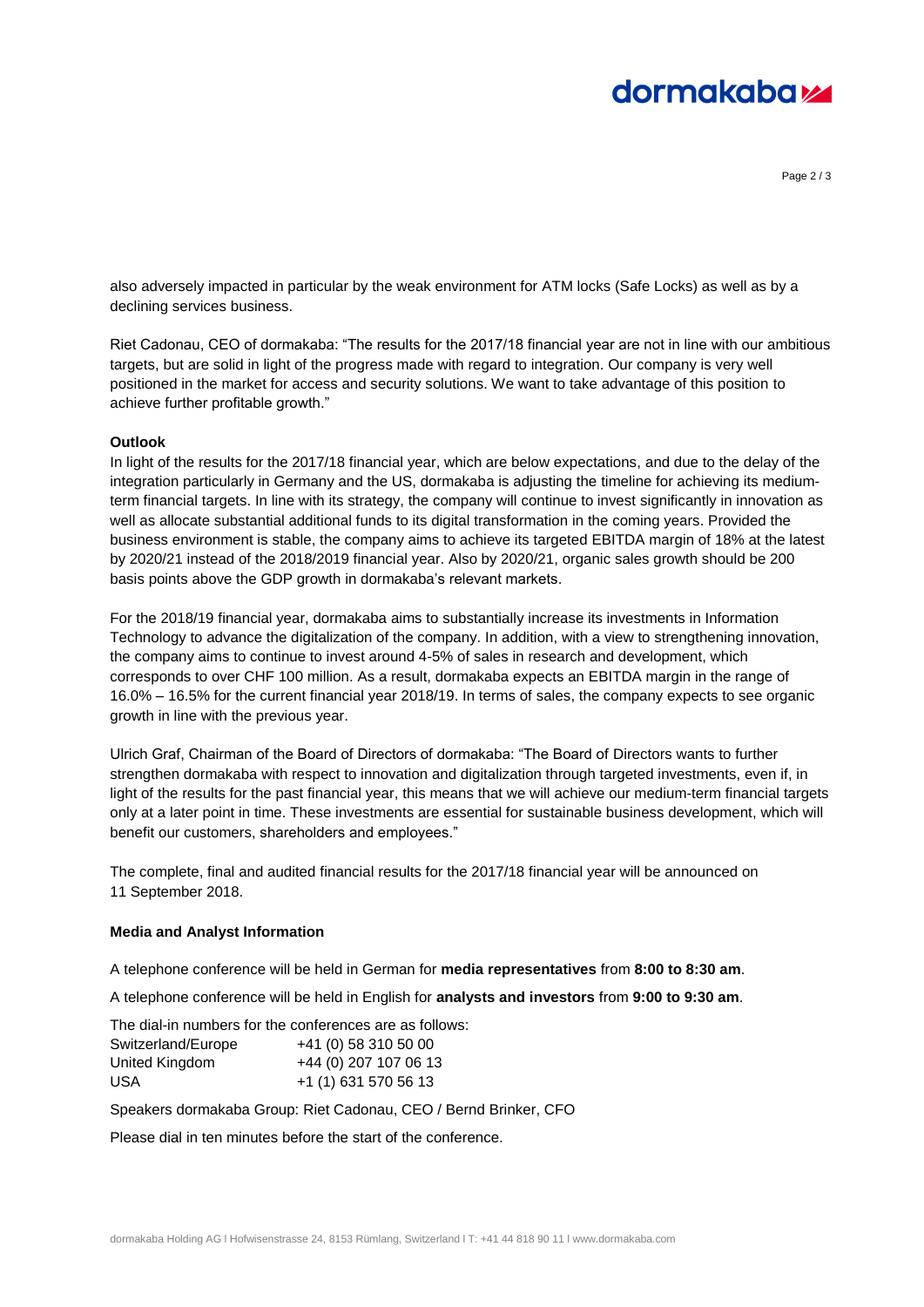also adversely impacted in particular by the weak environment for ATM locks (Safe Locks) as well as by a declining services business.

Riet Cadonau, CEO of dormakaba: "The results for the 2017/18 financial year are not in line with our ambitious targets, but are solid in light of the progress made with regard to integration. Our company is very well positioned in the market for access and security solutions. We want to take advantage of this position to achieve further profitable growth."

**Outlook**

In light of the results for the 2017/18 financial year, which are below expectations, and due to the delay of the integration particularly in Germany and the US, dormakaba is adjusting the timeline for achieving its medium-term financial targets. In line with its strategy, the company will continue to invest significantly in innovation as well as allocate substantial additional funds to its digital transformation in the coming years. Provided the business environment is stable, the company aims to achieve its targeted EBITDA margin of 18% at the latest by 2020/21 instead of the 2018/2019 financial year. Also by 2020/21, organic sales growth should be 200 basis points above the GDP growth in dormakaba's relevant markets.

For the 2018/19 financial year, dormakaba aims to substantially increase its investments in Information Technology to advance the digitalization of the company. In addition, with a view to strengthening innovation, the company aims to continue to invest around 4-5% of sales in research and development, which corresponds to over CHF 100 million. As a result, dormakaba expects an EBITDA margin in the range of 16.0% – 16.5% for the current financial year 2018/19. In terms of sales, the company expects to see organic growth in line with the previous year.

Ulrich Graf, Chairman of the Board of Directors of dormakaba: "The Board of Directors wants to further strengthen dormakaba with respect to innovation and digitalization through targeted investments, even if, in light of the results for the past financial year, this means that we will achieve our medium-term financial targets only at a later point in time. These investments are essential for sustainable business development, which will benefit our customers, shareholders and employees."

The complete, final and audited financial results for the 2017/18 financial year will be announced on 11 September 2018.

**Media and Analyst Information**

A telephone conference will be held in German for **media representatives** from **8:00 to 8:30 am**.

A telephone conference will be held in English for **analysts and investors** from **9:00 to 9:30 am**.

The dial-in numbers for the conferences are as follows:

| | |
|---|---|
| Switzerland/Europe | +41 (0) 58 310 50 00 |
| United Kingdom | +44 (0) 207 107 06 13 |
| USA | +1 (1) 631 570 56 13 |

Speakers dormakaba Group: Riet Cadonau, CEO / Bernd Brinker, CFO

Please dial in ten minutes before the start of the conference.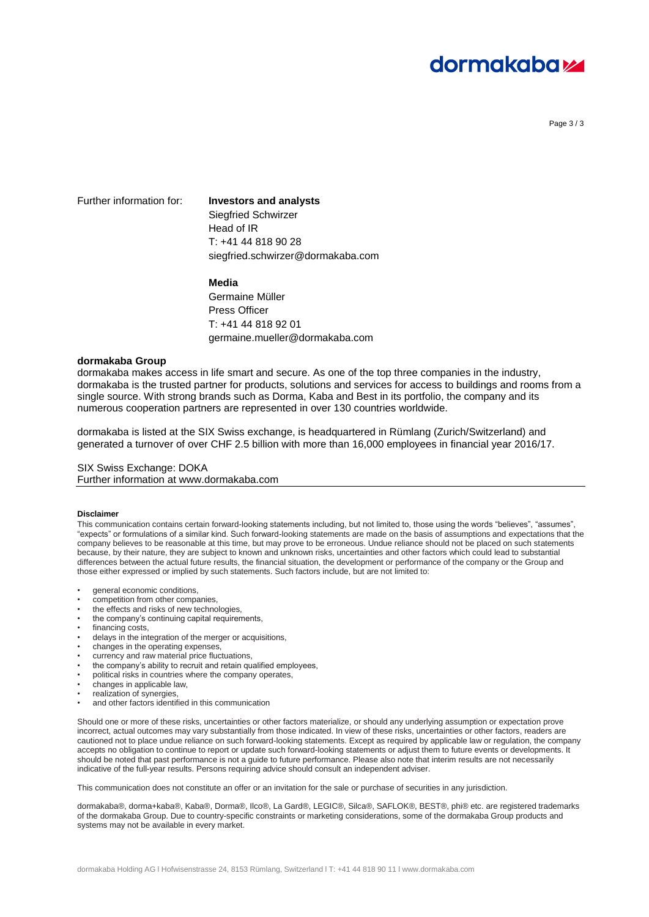Further information for: **Investors and analysts**
Siegfried Schwirzer
Head of IR
T: +41 44 818 90 28
siegfried.schwirzer@dormakaba.com

**Media**
Germaine Müller
Press Officer
T: +41 44 818 92 01
germaine.mueller@dormakaba.com

**dormakaba Group**
dormakaba makes access in life smart and secure. As one of the top three companies in the industry, dormakaba is the trusted partner for products, solutions and services for access to buildings and rooms from a single source. With strong brands such as Dorma, Kaba and Best in its portfolio, the company and its numerous cooperation partners are represented in over 130 countries worldwide.

dormakaba is listed at the SIX Swiss exchange, is headquartered in Rümlang (Zurich/Switzerland) and generated a turnover of over CHF 2.5 billion with more than 16,000 employees in financial year 2016/17.

SIX Swiss Exchange: DOKA
Further information at www.dormakaba.com

---

**Disclaimer**
This communication contains certain forward-looking statements including, but not limited to, those using the words "believes", "assumes", "expects" or formulations of a similar kind. Such forward-looking statements are made on the basis of assumptions and expectations that the company believes to be reasonable at this time, but may prove to be erroneous. Undue reliance should not be placed on such statements because, by their nature, they are subject to known and unknown risks, uncertainties and other factors which could lead to substantial differences between the actual future results, the financial situation, the development or performance of the company or the Group and those either expressed or implied by such statements. Such factors include, but are not limited to:

- general economic conditions,
- competition from other companies,
- the effects and risks of new technologies,
- the company's continuing capital requirements,
- financing costs,
- delays in the integration of the merger or acquisitions,
- changes in the operating expenses,
- currency and raw material price fluctuations,
- the company's ability to recruit and retain qualified employees,
- political risks in countries where the company operates,
- changes in applicable law,
- realization of synergies,
- and other factors identified in this communication

Should one or more of these risks, uncertainties or other factors materialize, or should any underlying assumption or expectation prove incorrect, actual outcomes may vary substantially from those indicated. In view of these risks, uncertainties or other factors, readers are cautioned not to place undue reliance on such forward-looking statements. Except as required by applicable law or regulation, the company accepts no obligation to continue to report or update such forward-looking statements or adjust them to future events or developments. It should be noted that past performance is not a guide to future performance. Please also note that interim results are not necessarily indicative of the full-year results. Persons requiring advice should consult an independent adviser.

This communication does not constitute an offer or an invitation for the sale or purchase of securities in any jurisdiction.

dormakaba®, dorma+kaba®, Kaba®, Dorma®, Ilco®, La Gard®, LEGIC®, Silca®, SAFLOK®, BEST®, phi® etc. are registered trademarks of the dormakaba Group. Due to country-specific constraints or marketing considerations, some of the dormakaba Group products and systems may not be available in every market.